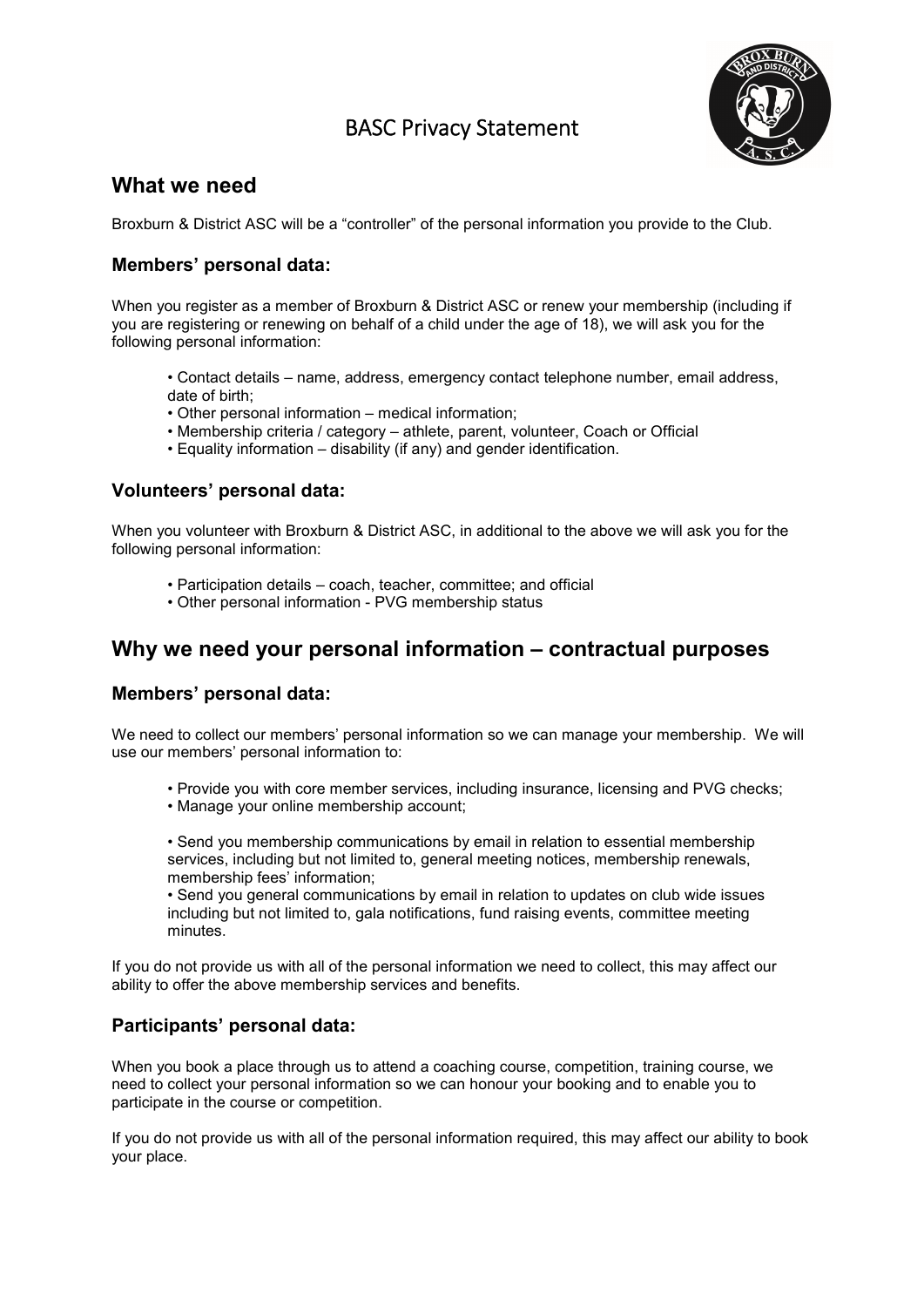# BASC Privacy Statement

## What we need

Broxburn & District ASC will be a "controller" of the personal information you provide to the Club.

### Members' personal data:

When you register as a member of Broxburn & District ASC or renew your membership (including if you are registering or renewing on behalf of a child under the age of 18), we will ask you for the following personal information:

- Contact details – name, address, emergency contact telephone number, email address, date of birth;
- Other personal information – medical information;
- Membership criteria / category – athlete, parent, volunteer, Coach or Official
- Equality information – disability (if any) and gender identification.

### Volunteers' personal data:

When you volunteer with Broxburn & District ASC, in additional to the above we will ask you for the following personal information:

- Participation details – coach, teacher, committee; and official
- Other personal information - PVG membership status

## Why we need your personal information – contractual purposes

### Members' personal data:

We need to collect our members' personal information so we can manage your membership. We will use our members' personal information to:

- Provide you with core member services, including insurance, licensing and PVG checks;
- Manage your online membership account;
- Send you membership communications by email in relation to essential membership services, including but not limited to, general meeting notices, membership renewals, membership fees' information;
- Send you general communications by email in relation to updates on club wide issues including but not limited to, gala notifications, fund raising events, committee meeting minutes.

If you do not provide us with all of the personal information we need to collect, this may affect our ability to offer the above membership services and benefits.

### Participants' personal data:

When you book a place through us to attend a coaching course, competition, training course, we need to collect your personal information so we can honour your booking and to enable you to participate in the course or competition.

If you do not provide us with all of the personal information required, this may affect our ability to book your place.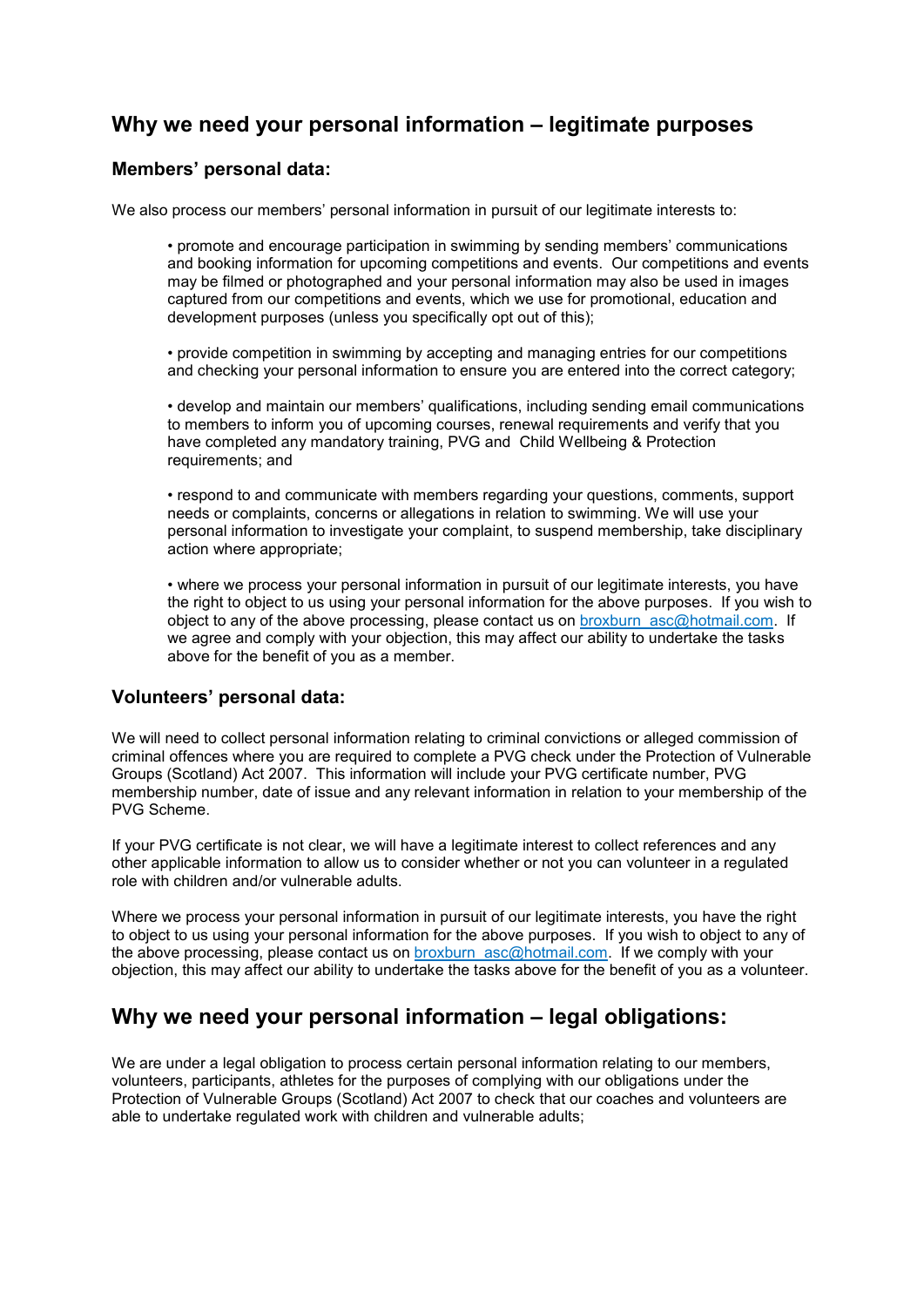## Why we need your personal information – legitimate purposes

### Members' personal data:

We also process our members' personal information in pursuit of our legitimate interests to:

- promote and encourage participation in swimming by sending members' communications and booking information for upcoming competitions and events. Our competitions and events may be filmed or photographed and your personal information may also be used in images captured from our competitions and events, which we use for promotional, education and development purposes (unless you specifically opt out of this);

- provide competition in swimming by accepting and managing entries for our competitions and checking your personal information to ensure you are entered into the correct category;

- develop and maintain our members' qualifications, including sending email communications to members to inform you of upcoming courses, renewal requirements and verify that you have completed any mandatory training, PVG and Child Wellbeing & Protection requirements; and

- respond to and communicate with members regarding your questions, comments, support needs or complaints, concerns or allegations in relation to swimming. We will use your personal information to investigate your complaint, to suspend membership, take disciplinary action where appropriate;

- where we process your personal information in pursuit of our legitimate interests, you have the right to object to us using your personal information for the above purposes. If you wish to object to any of the above processing, please contact us on broxburn_asc@hotmail.com. If we agree and comply with your objection, this may affect our ability to undertake the tasks above for the benefit of you as a member.

### Volunteers' personal data:

We will need to collect personal information relating to criminal convictions or alleged commission of criminal offences where you are required to complete a PVG check under the Protection of Vulnerable Groups (Scotland) Act 2007. This information will include your PVG certificate number, PVG membership number, date of issue and any relevant information in relation to your membership of the PVG Scheme.

If your PVG certificate is not clear, we will have a legitimate interest to collect references and any other applicable information to allow us to consider whether or not you can volunteer in a regulated role with children and/or vulnerable adults.

Where we process your personal information in pursuit of our legitimate interests, you have the right to object to us using your personal information for the above purposes. If you wish to object to any of the above processing, please contact us on broxburn_asc@hotmail.com. If we comply with your objection, this may affect our ability to undertake the tasks above for the benefit of you as a volunteer.

## Why we need your personal information – legal obligations:

We are under a legal obligation to process certain personal information relating to our members, volunteers, participants, athletes for the purposes of complying with our obligations under the Protection of Vulnerable Groups (Scotland) Act 2007 to check that our coaches and volunteers are able to undertake regulated work with children and vulnerable adults;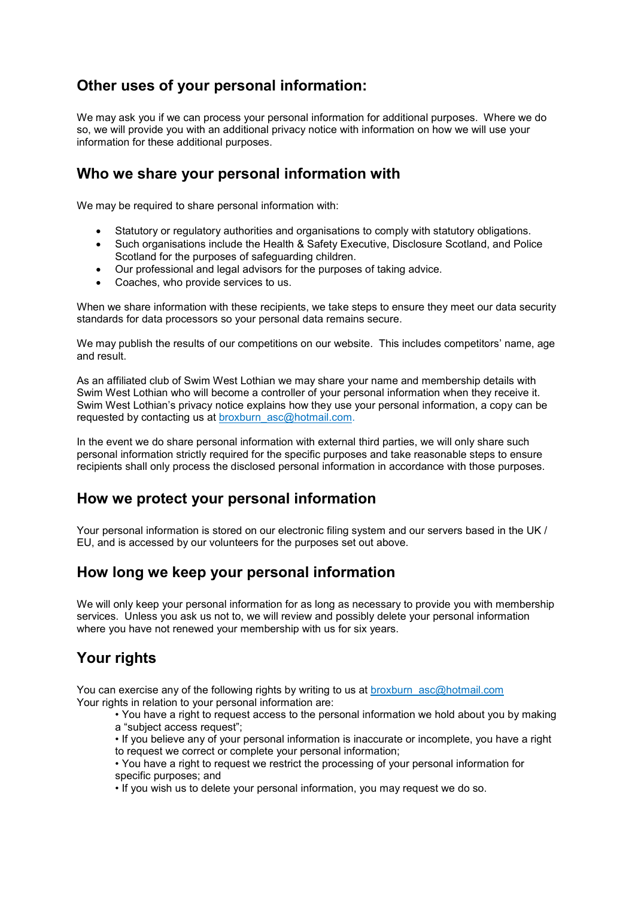## Other uses of your personal information:

We may ask you if we can process your personal information for additional purposes. Where we do so, we will provide you with an additional privacy notice with information on how we will use your information for these additional purposes.

## Who we share your personal information with

We may be required to share personal information with:

- Statutory or regulatory authorities and organisations to comply with statutory obligations.
- Such organisations include the Health & Safety Executive, Disclosure Scotland, and Police Scotland for the purposes of safeguarding children.
- Our professional and legal advisors for the purposes of taking advice.
- Coaches, who provide services to us.

When we share information with these recipients, we take steps to ensure they meet our data security standards for data processors so your personal data remains secure.

We may publish the results of our competitions on our website. This includes competitors' name, age and result.

As an affiliated club of Swim West Lothian we may share your name and membership details with Swim West Lothian who will become a controller of your personal information when they receive it. Swim West Lothian's privacy notice explains how they use your personal information, a copy can be requested by contacting us at broxburn_asc@hotmail.com.

In the event we do share personal information with external third parties, we will only share such personal information strictly required for the specific purposes and take reasonable steps to ensure recipients shall only process the disclosed personal information in accordance with those purposes.

## How we protect your personal information

Your personal information is stored on our electronic filing system and our servers based in the UK / EU, and is accessed by our volunteers for the purposes set out above.

## How long we keep your personal information

We will only keep your personal information for as long as necessary to provide you with membership services. Unless you ask us not to, we will review and possibly delete your personal information where you have not renewed your membership with us for six years.

## Your rights

You can exercise any of the following rights by writing to us at broxburn_asc@hotmail.com
Your rights in relation to your personal information are:

- You have a right to request access to the personal information we hold about you by making a "subject access request";
- If you believe any of your personal information is inaccurate or incomplete, you have a right to request we correct or complete your personal information;
- You have a right to request we restrict the processing of your personal information for specific purposes; and
- If you wish us to delete your personal information, you may request we do so.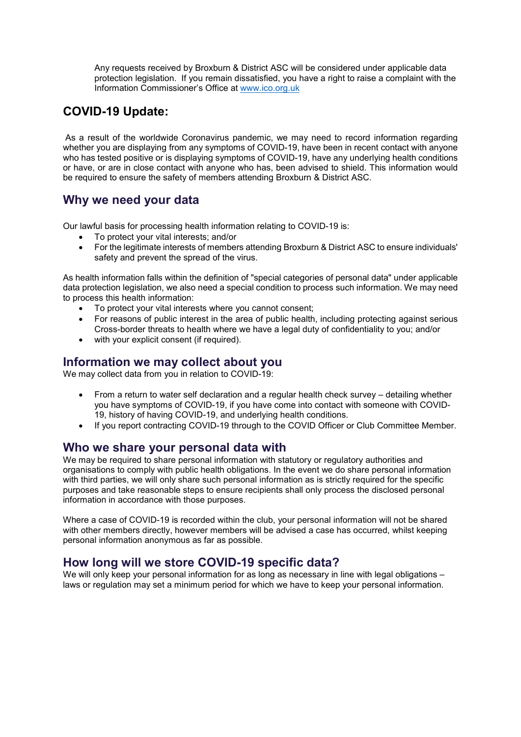Any requests received by Broxburn & District ASC will be considered under applicable data protection legislation. If you remain dissatisfied, you have a right to raise a complaint with the Information Commissioner's Office at www.ico.org.uk

## COVID-19 Update:

As a result of the worldwide Coronavirus pandemic, we may need to record information regarding whether you are displaying from any symptoms of COVID-19, have been in recent contact with anyone who has tested positive or is displaying symptoms of COVID-19, have any underlying health conditions or have, or are in close contact with anyone who has, been advised to shield. This information would be required to ensure the safety of members attending Broxburn & District ASC.

## Why we need your data

Our lawful basis for processing health information relating to COVID-19 is:

- To protect your vital interests; and/or
- For the legitimate interests of members attending Broxburn & District ASC to ensure individuals' safety and prevent the spread of the virus.

As health information falls within the definition of "special categories of personal data" under applicable data protection legislation, we also need a special condition to process such information. We may need to process this health information:

- To protect your vital interests where you cannot consent;
- For reasons of public interest in the area of public health, including protecting against serious Cross-border threats to health where we have a legal duty of confidentiality to you; and/or
- with your explicit consent (if required).

## Information we may collect about you

We may collect data from you in relation to COVID-19:

- From a return to water self declaration and a regular health check survey – detailing whether you have symptoms of COVID-19, if you have come into contact with someone with COVID-19, history of having COVID-19, and underlying health conditions.
- If you report contracting COVID-19 through to the COVID Officer or Club Committee Member.

## Who we share your personal data with

We may be required to share personal information with statutory or regulatory authorities and organisations to comply with public health obligations. In the event we do share personal information with third parties, we will only share such personal information as is strictly required for the specific purposes and take reasonable steps to ensure recipients shall only process the disclosed personal information in accordance with those purposes.

Where a case of COVID-19 is recorded within the club, your personal information will not be shared with other members directly, however members will be advised a case has occurred, whilst keeping personal information anonymous as far as possible.

## How long will we store COVID-19 specific data?

We will only keep your personal information for as long as necessary in line with legal obligations – laws or regulation may set a minimum period for which we have to keep your personal information.